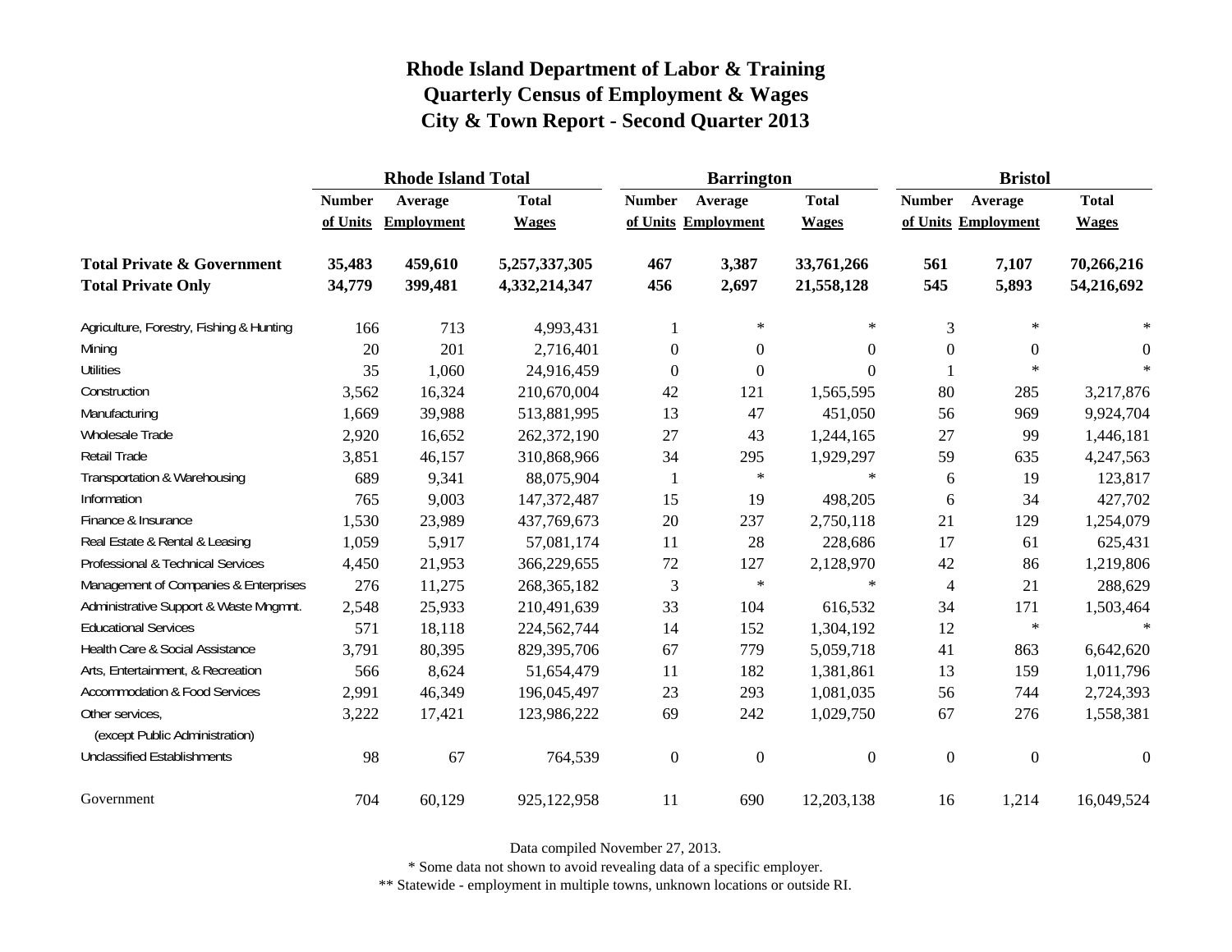# Rhode Island Department of Labor & Training
## Quarterly Census of Employment & Wages
## City & Town Report - Second Quarter 2013

| | Rhode Island Total | | | Barrington | | | Bristol | | |
|---|---|---|---|---|---|---|---|---|---|
| | Number of Units | Average Employment | Total Wages | Number of Units | Average Employment | Total Wages | Number of Units | Average Employment | Total Wages |
| **Total Private & Government** | **35,483** | **459,610** | **5,257,337,305** | **467** | **3,387** | **33,761,266** | **561** | **7,107** | **70,266,216** |
| **Total Private Only** | **34,779** | **399,481** | **4,332,214,347** | **456** | **2,697** | **21,558,128** | **545** | **5,893** | **54,216,692** |
| Agriculture, Forestry, Fishing & Hunting | 166 | 713 | 4,993,431 | 1 | * | * | 3 | * | * |
| Mining | 20 | 201 | 2,716,401 | 0 | 0 | 0 | 0 | 0 | 0 |
| Utilities | 35 | 1,060 | 24,916,459 | 0 | 0 | 0 | 1 | * | * |
| Construction | 3,562 | 16,324 | 210,670,004 | 42 | 121 | 1,565,595 | 80 | 285 | 3,217,876 |
| Manufacturing | 1,669 | 39,988 | 513,881,995 | 13 | 47 | 451,050 | 56 | 969 | 9,924,704 |
| Wholesale Trade | 2,920 | 16,652 | 262,372,190 | 27 | 43 | 1,244,165 | 27 | 99 | 1,446,181 |
| Retail Trade | 3,851 | 46,157 | 310,868,966 | 34 | 295 | 1,929,297 | 59 | 635 | 4,247,563 |
| Transportation & Warehousing | 689 | 9,341 | 88,075,904 | 1 | * | * | 6 | 19 | 123,817 |
| Information | 765 | 9,003 | 147,372,487 | 15 | 19 | 498,205 | 6 | 34 | 427,702 |
| Finance & Insurance | 1,530 | 23,989 | 437,769,673 | 20 | 237 | 2,750,118 | 21 | 129 | 1,254,079 |
| Real Estate & Rental & Leasing | 1,059 | 5,917 | 57,081,174 | 11 | 28 | 228,686 | 17 | 61 | 625,431 |
| Professional & Technical Services | 4,450 | 21,953 | 366,229,655 | 72 | 127 | 2,128,970 | 42 | 86 | 1,219,806 |
| Management of Companies & Enterprises | 276 | 11,275 | 268,365,182 | 3 | * | * | 4 | 21 | 288,629 |
| Administrative Support & Waste Mngmnt. | 2,548 | 25,933 | 210,491,639 | 33 | 104 | 616,532 | 34 | 171 | 1,503,464 |
| Educational Services | 571 | 18,118 | 224,562,744 | 14 | 152 | 1,304,192 | 12 | * | * |
| Health Care & Social Assistance | 3,791 | 80,395 | 829,395,706 | 67 | 779 | 5,059,718 | 41 | 863 | 6,642,620 |
| Arts, Entertainment, & Recreation | 566 | 8,624 | 51,654,479 | 11 | 182 | 1,381,861 | 13 | 159 | 1,011,796 |
| Accommodation & Food Services | 2,991 | 46,349 | 196,045,497 | 23 | 293 | 1,081,035 | 56 | 744 | 2,724,393 |
| Other services, (except Public Administration) | 3,222 | 17,421 | 123,986,222 | 69 | 242 | 1,029,750 | 67 | 276 | 1,558,381 |
| Unclassified Establishments | 98 | 67 | 764,539 | 0 | 0 | 0 | 0 | 0 | 0 |
| Government | 704 | 60,129 | 925,122,958 | 11 | 690 | 12,203,138 | 16 | 1,214 | 16,049,524 |

Data compiled November 27, 2013.

* Some data not shown to avoid revealing data of a specific employer.

** Statewide - employment in multiple towns, unknown locations or outside RI.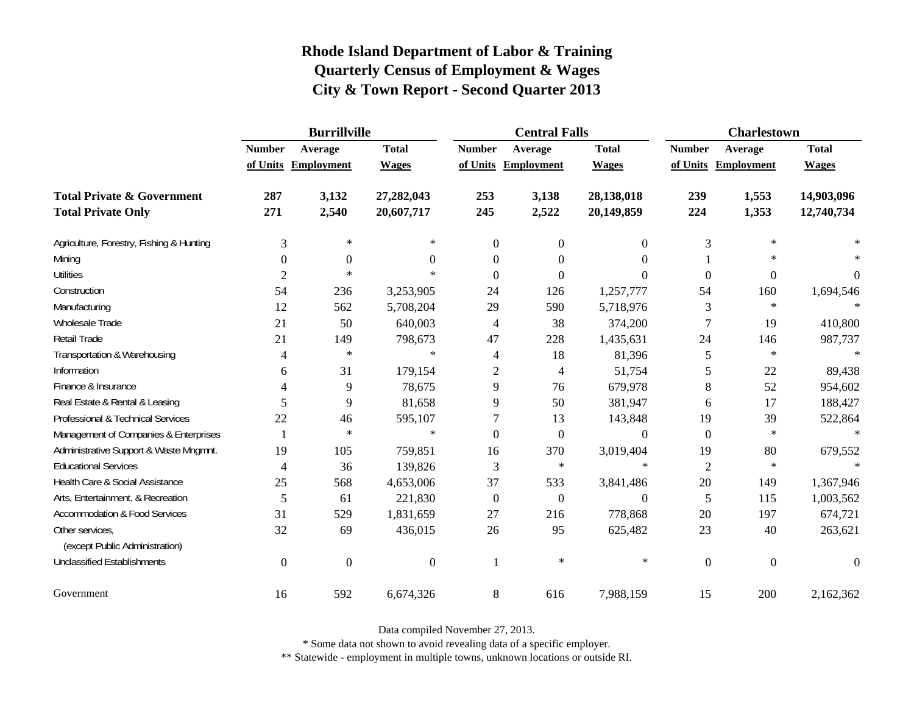# Rhode Island Department of Labor & Training
## Quarterly Census of Employment & Wages
## City & Town Report - Second Quarter 2013

| | Burrillville | | | Central Falls | | | Charlestown | | |
|---|---|---|---|---|---|---|---|---|---|
| | Number of Units | Average Employment | Total Wages | Number of Units | Average Employment | Total Wages | Number of Units | Average Employment | Total Wages |
| **Total Private & Government** | **287** | **3,132** | **27,282,043** | **253** | **3,138** | **28,138,018** | **239** | **1,553** | **14,903,096** |
| **Total Private Only** | **271** | **2,540** | **20,607,717** | **245** | **2,522** | **20,149,859** | **224** | **1,353** | **12,740,734** |
| Agriculture, Forestry, Fishing & Hunting | 3 | * | * | 0 | 0 | 0 | 3 | * | * |
| Mining | 0 | 0 | 0 | 0 | 0 | 0 | 1 | * | * |
| Utilities | 2 | * | * | 0 | 0 | 0 | 0 | 0 | 0 |
| Construction | 54 | 236 | 3,253,905 | 24 | 126 | 1,257,777 | 54 | 160 | 1,694,546 |
| Manufacturing | 12 | 562 | 5,708,204 | 29 | 590 | 5,718,976 | 3 | * | * |
| Wholesale Trade | 21 | 50 | 640,003 | 4 | 38 | 374,200 | 7 | 19 | 410,800 |
| Retail Trade | 21 | 149 | 798,673 | 47 | 228 | 1,435,631 | 24 | 146 | 987,737 |
| Transportation & Warehousing | 4 | * | * | 4 | 18 | 81,396 | 5 | * | * |
| Information | 6 | 31 | 179,154 | 2 | 4 | 51,754 | 5 | 22 | 89,438 |
| Finance & Insurance | 4 | 9 | 78,675 | 9 | 76 | 679,978 | 8 | 52 | 954,602 |
| Real Estate & Rental & Leasing | 5 | 9 | 81,658 | 9 | 50 | 381,947 | 6 | 17 | 188,427 |
| Professional & Technical Services | 22 | 46 | 595,107 | 7 | 13 | 143,848 | 19 | 39 | 522,864 |
| Management of Companies & Enterprises | 1 | * | * | 0 | 0 | 0 | 0 | * | * |
| Administrative Support & Waste Mngmnt. | 19 | 105 | 759,851 | 16 | 370 | 3,019,404 | 19 | 80 | 679,552 |
| Educational Services | 4 | 36 | 139,826 | 3 | * | * | 2 | * | * |
| Health Care & Social Assistance | 25 | 568 | 4,653,006 | 37 | 533 | 3,841,486 | 20 | 149 | 1,367,946 |
| Arts, Entertainment, & Recreation | 5 | 61 | 221,830 | 0 | 0 | 0 | 5 | 115 | 1,003,562 |
| Accommodation & Food Services | 31 | 529 | 1,831,659 | 27 | 216 | 778,868 | 20 | 197 | 674,721 |
| Other services, (except Public Administration) | 32 | 69 | 436,015 | 26 | 95 | 625,482 | 23 | 40 | 263,621 |
| Unclassified Establishments | 0 | 0 | 0 | 1 | * | * | 0 | 0 | 0 |
| Government | 16 | 592 | 6,674,326 | 8 | 616 | 7,988,159 | 15 | 200 | 2,162,362 |

Data compiled November 27, 2013.

* Some data not shown to avoid revealing data of a specific employer.

** Statewide - employment in multiple towns, unknown locations or outside RI.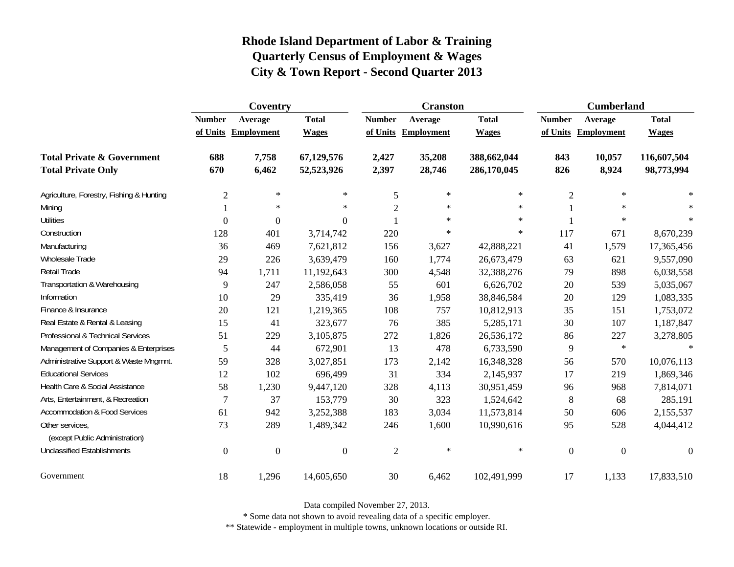# Rhode Island Department of Labor & Training
## Quarterly Census of Employment & Wages
## City & Town Report - Second Quarter 2013

| | Coventry | | | Cranston | | | Cumberland | | |
|---|---|---|---|---|---|---|---|---|---|
| | Number of Units | Average Employment | Total Wages | Number of Units | Average Employment | Total Wages | Number of Units | Average Employment | Total Wages |
| **Total Private & Government** | **688** | **7,758** | **67,129,576** | **2,427** | **35,208** | **388,662,044** | **843** | **10,057** | **116,607,504** |
| **Total Private Only** | **670** | **6,462** | **52,523,926** | **2,397** | **28,746** | **286,170,045** | **826** | **8,924** | **98,773,994** |
| Agriculture, Forestry, Fishing & Hunting | 2 | * | * | 5 | * | * | 2 | * | * |
| Mining | 1 | * | * | 2 | * | * | 1 | * | * |
| Utilities | 0 | 0 | 0 | 1 | * | * | 1 | * | * |
| Construction | 128 | 401 | 3,714,742 | 220 | * | * | 117 | 671 | 8,670,239 |
| Manufacturing | 36 | 469 | 7,621,812 | 156 | 3,627 | 42,888,221 | 41 | 1,579 | 17,365,456 |
| Wholesale Trade | 29 | 226 | 3,639,479 | 160 | 1,774 | 26,673,479 | 63 | 621 | 9,557,090 |
| Retail Trade | 94 | 1,711 | 11,192,643 | 300 | 4,548 | 32,388,276 | 79 | 898 | 6,038,558 |
| Transportation & Warehousing | 9 | 247 | 2,586,058 | 55 | 601 | 6,626,702 | 20 | 539 | 5,035,067 |
| Information | 10 | 29 | 335,419 | 36 | 1,958 | 38,846,584 | 20 | 129 | 1,083,335 |
| Finance & Insurance | 20 | 121 | 1,219,365 | 108 | 757 | 10,812,913 | 35 | 151 | 1,753,072 |
| Real Estate & Rental & Leasing | 15 | 41 | 323,677 | 76 | 385 | 5,285,171 | 30 | 107 | 1,187,847 |
| Professional & Technical Services | 51 | 229 | 3,105,875 | 272 | 1,826 | 26,536,172 | 86 | 227 | 3,278,805 |
| Management of Companies & Enterprises | 5 | 44 | 672,901 | 13 | 478 | 6,733,590 | 9 | * | * |
| Administrative Support & Waste Mngmnt. | 59 | 328 | 3,027,851 | 173 | 2,142 | 16,348,328 | 56 | 570 | 10,076,113 |
| Educational Services | 12 | 102 | 696,499 | 31 | 334 | 2,145,937 | 17 | 219 | 1,869,346 |
| Health Care & Social Assistance | 58 | 1,230 | 9,447,120 | 328 | 4,113 | 30,951,459 | 96 | 968 | 7,814,071 |
| Arts, Entertainment, & Recreation | 7 | 37 | 153,779 | 30 | 323 | 1,524,642 | 8 | 68 | 285,191 |
| Accommodation & Food Services | 61 | 942 | 3,252,388 | 183 | 3,034 | 11,573,814 | 50 | 606 | 2,155,537 |
| Other services, (except Public Administration) | 73 | 289 | 1,489,342 | 246 | 1,600 | 10,990,616 | 95 | 528 | 4,044,412 |
| Unclassified Establishments | 0 | 0 | 0 | 2 | * | * | 0 | 0 | 0 |
| Government | 18 | 1,296 | 14,605,650 | 30 | 6,462 | 102,491,999 | 17 | 1,133 | 17,833,510 |

Data compiled November 27, 2013.

* Some data not shown to avoid revealing data of a specific employer.

** Statewide - employment in multiple towns, unknown locations or outside RI.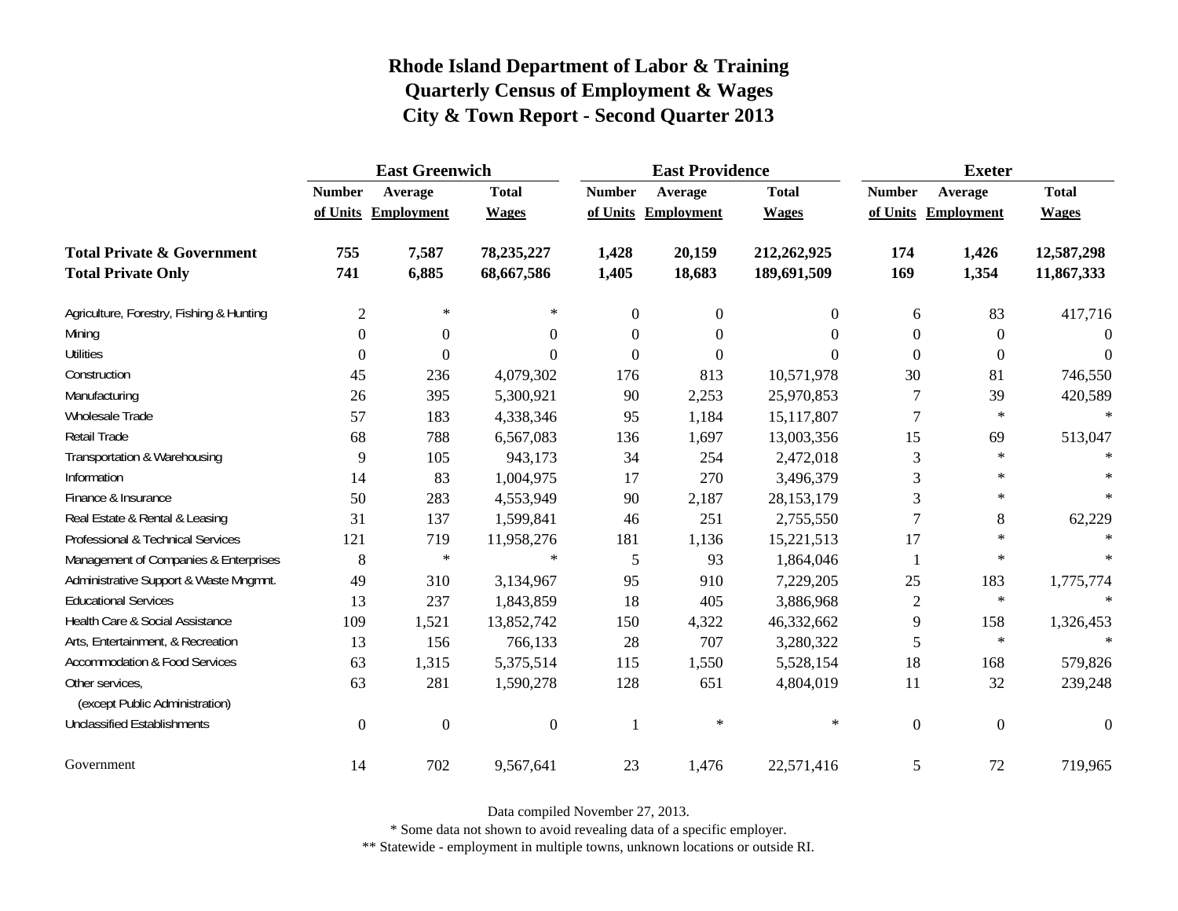# Rhode Island Department of Labor & Training
## Quarterly Census of Employment & Wages
## City & Town Report - Second Quarter 2013

| | East Greenwich | | | East Providence | | | Exeter | | |
|---|---|---|---|---|---|---|---|---|---|
| | Number of Units | Average Employment | Total Wages | Number of Units | Average Employment | Total Wages | Number of Units | Average Employment | Total Wages |
| **Total Private & Government** | **755** | **7,587** | **78,235,227** | **1,428** | **20,159** | **212,262,925** | **174** | **1,426** | **12,587,298** |
| **Total Private Only** | **741** | **6,885** | **68,667,586** | **1,405** | **18,683** | **189,691,509** | **169** | **1,354** | **11,867,333** |
| Agriculture, Forestry, Fishing & Hunting | 2 | * | * | 0 | 0 | 0 | 6 | 83 | 417,716 |
| Mining | 0 | 0 | 0 | 0 | 0 | 0 | 0 | 0 | 0 |
| Utilities | 0 | 0 | 0 | 0 | 0 | 0 | 0 | 0 | 0 |
| Construction | 45 | 236 | 4,079,302 | 176 | 813 | 10,571,978 | 30 | 81 | 746,550 |
| Manufacturing | 26 | 395 | 5,300,921 | 90 | 2,253 | 25,970,853 | 7 | 39 | 420,589 |
| Wholesale Trade | 57 | 183 | 4,338,346 | 95 | 1,184 | 15,117,807 | 7 | * | * |
| Retail Trade | 68 | 788 | 6,567,083 | 136 | 1,697 | 13,003,356 | 15 | 69 | 513,047 |
| Transportation & Warehousing | 9 | 105 | 943,173 | 34 | 254 | 2,472,018 | 3 | * | * |
| Information | 14 | 83 | 1,004,975 | 17 | 270 | 3,496,379 | 3 | * | * |
| Finance & Insurance | 50 | 283 | 4,553,949 | 90 | 2,187 | 28,153,179 | 3 | * | * |
| Real Estate & Rental & Leasing | 31 | 137 | 1,599,841 | 46 | 251 | 2,755,550 | 7 | 8 | 62,229 |
| Professional & Technical Services | 121 | 719 | 11,958,276 | 181 | 1,136 | 15,221,513 | 17 | * | * |
| Management of Companies & Enterprises | 8 | * | * | 5 | 93 | 1,864,046 | 1 | * | * |
| Administrative Support & Waste Mngmnt. | 49 | 310 | 3,134,967 | 95 | 910 | 7,229,205 | 25 | 183 | 1,775,774 |
| Educational Services | 13 | 237 | 1,843,859 | 18 | 405 | 3,886,968 | 2 | * | * |
| Health Care & Social Assistance | 109 | 1,521 | 13,852,742 | 150 | 4,322 | 46,332,662 | 9 | 158 | 1,326,453 |
| Arts, Entertainment, & Recreation | 13 | 156 | 766,133 | 28 | 707 | 3,280,322 | 5 | * | * |
| Accommodation & Food Services | 63 | 1,315 | 5,375,514 | 115 | 1,550 | 5,528,154 | 18 | 168 | 579,826 |
| Other services, (except Public Administration) | 63 | 281 | 1,590,278 | 128 | 651 | 4,804,019 | 11 | 32 | 239,248 |
| Unclassified Establishments | 0 | 0 | 0 | 1 | * | * | 0 | 0 | 0 |
| Government | 14 | 702 | 9,567,641 | 23 | 1,476 | 22,571,416 | 5 | 72 | 719,965 |

Data compiled November 27, 2013.

* Some data not shown to avoid revealing data of a specific employer.

** Statewide - employment in multiple towns, unknown locations or outside RI.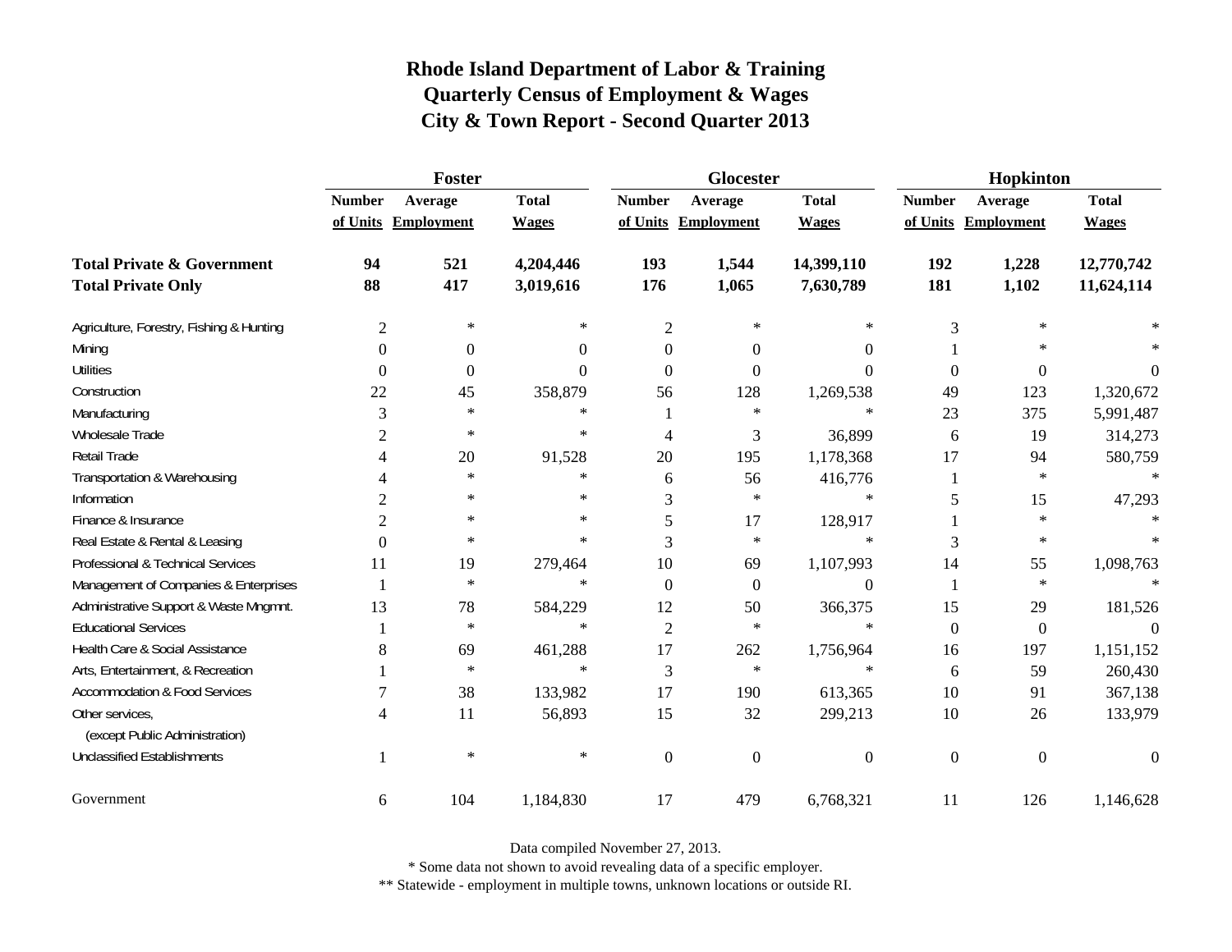# Rhode Island Department of Labor & Training
## Quarterly Census of Employment & Wages
## City & Town Report - Second Quarter 2013

| | Foster | | | Glocester | | | Hopkinton | | |
|---|---|---|---|---|---|---|---|---|---|
| | Number of Units | Average Employment | Total Wages | Number of Units | Average Employment | Total Wages | Number of Units | Average Employment | Total Wages |
| **Total Private & Government** | **94** | **521** | **4,204,446** | **193** | **1,544** | **14,399,110** | **192** | **1,228** | **12,770,742** |
| **Total Private Only** | **88** | **417** | **3,019,616** | **176** | **1,065** | **7,630,789** | **181** | **1,102** | **11,624,114** |
| Agriculture, Forestry, Fishing & Hunting | 2 | * | * | 2 | * | * | 3 | * | * |
| Mining | 0 | 0 | 0 | 0 | 0 | 0 | 1 | * | * |
| Utilities | 0 | 0 | 0 | 0 | 0 | 0 | 0 | 0 | 0 |
| Construction | 22 | 45 | 358,879 | 56 | 128 | 1,269,538 | 49 | 123 | 1,320,672 |
| Manufacturing | 3 | * | * | 1 | * | * | 23 | 375 | 5,991,487 |
| Wholesale Trade | 2 | * | * | 4 | 3 | 36,899 | 6 | 19 | 314,273 |
| Retail Trade | 4 | 20 | 91,528 | 20 | 195 | 1,178,368 | 17 | 94 | 580,759 |
| Transportation & Warehousing | 4 | * | * | 6 | 56 | 416,776 | 1 | * | * |
| Information | 2 | * | * | 3 | * | * | 5 | 15 | 47,293 |
| Finance & Insurance | 2 | * | * | 5 | 17 | 128,917 | 1 | * | * |
| Real Estate & Rental & Leasing | 0 | * | * | 3 | * | * | 3 | * | * |
| Professional & Technical Services | 11 | 19 | 279,464 | 10 | 69 | 1,107,993 | 14 | 55 | 1,098,763 |
| Management of Companies & Enterprises | 1 | * | * | 0 | 0 | 0 | 1 | * | * |
| Administrative Support & Waste Mngmnt. | 13 | 78 | 584,229 | 12 | 50 | 366,375 | 15 | 29 | 181,526 |
| Educational Services | 1 | * | * | 2 | * | * | 0 | 0 | 0 |
| Health Care & Social Assistance | 8 | 69 | 461,288 | 17 | 262 | 1,756,964 | 16 | 197 | 1,151,152 |
| Arts, Entertainment, & Recreation | 1 | * | * | 3 | * | * | 6 | 59 | 260,430 |
| Accommodation & Food Services | 7 | 38 | 133,982 | 17 | 190 | 613,365 | 10 | 91 | 367,138 |
| Other services, (except Public Administration) | 4 | 11 | 56,893 | 15 | 32 | 299,213 | 10 | 26 | 133,979 |
| Unclassified Establishments | 1 | * | * | 0 | 0 | 0 | 0 | 0 | 0 |
| Government | 6 | 104 | 1,184,830 | 17 | 479 | 6,768,321 | 11 | 126 | 1,146,628 |

Data compiled November 27, 2013.

* Some data not shown to avoid revealing data of a specific employer.

** Statewide - employment in multiple towns, unknown locations or outside RI.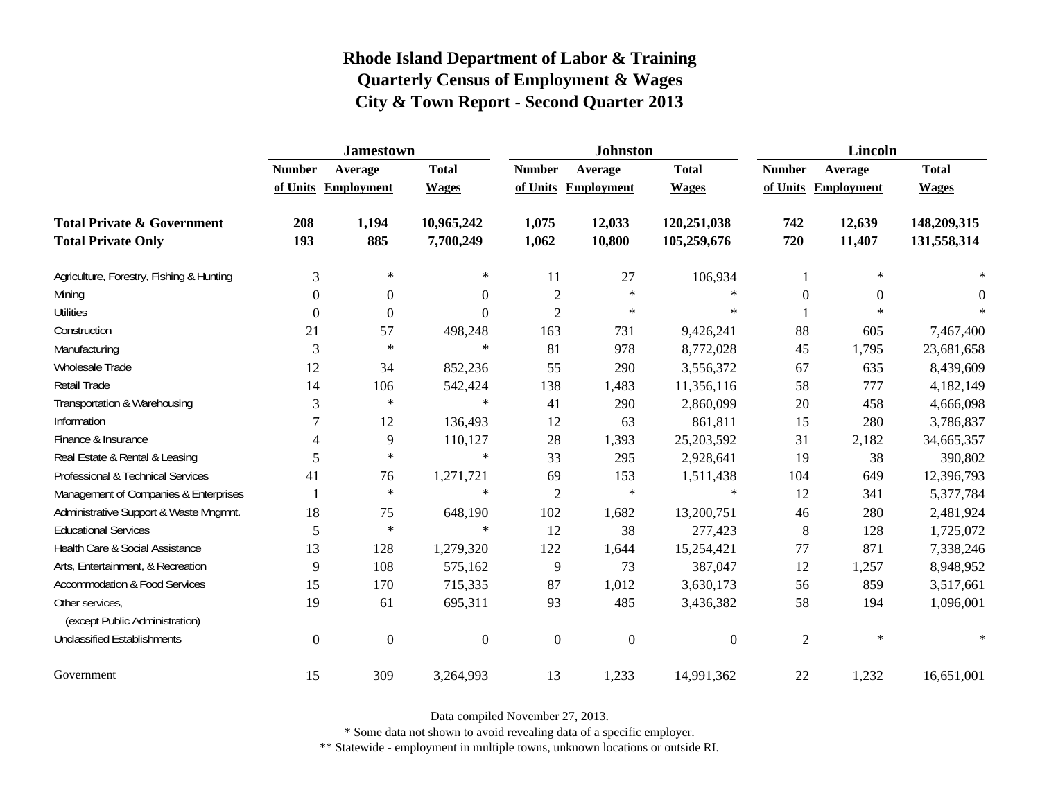# Rhode Island Department of Labor & Training
## Quarterly Census of Employment & Wages
## City & Town Report - Second Quarter 2013

| | Jamestown | | | Johnston | | | Lincoln | | |
|---|---|---|---|---|---|---|---|---|---|
| | Number of Units | Average Employment | Total Wages | Number of Units | Average Employment | Total Wages | Number of Units | Average Employment | Total Wages |
| **Total Private & Government** | **208** | **1,194** | **10,965,242** | **1,075** | **12,033** | **120,251,038** | **742** | **12,639** | **148,209,315** |
| **Total Private Only** | **193** | **885** | **7,700,249** | **1,062** | **10,800** | **105,259,676** | **720** | **11,407** | **131,558,314** |
| Agriculture, Forestry, Fishing & Hunting | 3 | * | * | 11 | 27 | 106,934 | 1 | * | * |
| Mining | 0 | 0 | 0 | 2 | * | * | 0 | 0 | 0 |
| Utilities | 0 | 0 | 0 | 2 | * | * | 1 | * | * |
| Construction | 21 | 57 | 498,248 | 163 | 731 | 9,426,241 | 88 | 605 | 7,467,400 |
| Manufacturing | 3 | * | * | 81 | 978 | 8,772,028 | 45 | 1,795 | 23,681,658 |
| Wholesale Trade | 12 | 34 | 852,236 | 55 | 290 | 3,556,372 | 67 | 635 | 8,439,609 |
| Retail Trade | 14 | 106 | 542,424 | 138 | 1,483 | 11,356,116 | 58 | 777 | 4,182,149 |
| Transportation & Warehousing | 3 | * | * | 41 | 290 | 2,860,099 | 20 | 458 | 4,666,098 |
| Information | 7 | 12 | 136,493 | 12 | 63 | 861,811 | 15 | 280 | 3,786,837 |
| Finance & Insurance | 4 | 9 | 110,127 | 28 | 1,393 | 25,203,592 | 31 | 2,182 | 34,665,357 |
| Real Estate & Rental & Leasing | 5 | * | * | 33 | 295 | 2,928,641 | 19 | 38 | 390,802 |
| Professional & Technical Services | 41 | 76 | 1,271,721 | 69 | 153 | 1,511,438 | 104 | 649 | 12,396,793 |
| Management of Companies & Enterprises | 1 | * | * | 2 | * | * | 12 | 341 | 5,377,784 |
| Administrative Support & Waste Mngmnt. | 18 | 75 | 648,190 | 102 | 1,682 | 13,200,751 | 46 | 280 | 2,481,924 |
| Educational Services | 5 | * | * | 12 | 38 | 277,423 | 8 | 128 | 1,725,072 |
| Health Care & Social Assistance | 13 | 128 | 1,279,320 | 122 | 1,644 | 15,254,421 | 77 | 871 | 7,338,246 |
| Arts, Entertainment, & Recreation | 9 | 108 | 575,162 | 9 | 73 | 387,047 | 12 | 1,257 | 8,948,952 |
| Accommodation & Food Services | 15 | 170 | 715,335 | 87 | 1,012 | 3,630,173 | 56 | 859 | 3,517,661 |
| Other services, (except Public Administration) | 19 | 61 | 695,311 | 93 | 485 | 3,436,382 | 58 | 194 | 1,096,001 |
| Unclassified Establishments | 0 | 0 | 0 | 0 | 0 | 0 | 2 | * | * |
| Government | 15 | 309 | 3,264,993 | 13 | 1,233 | 14,991,362 | 22 | 1,232 | 16,651,001 |

Data compiled November 27, 2013.

* Some data not shown to avoid revealing data of a specific employer.

** Statewide - employment in multiple towns, unknown locations or outside RI.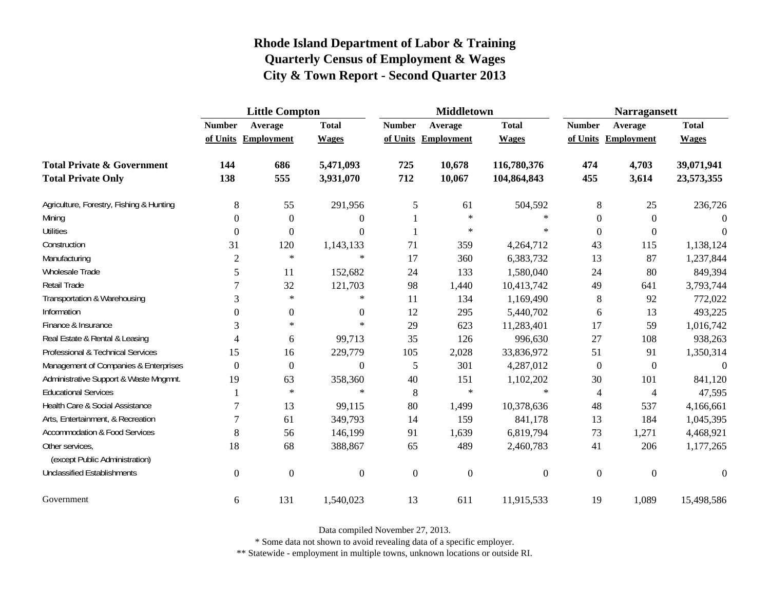# Rhode Island Department of Labor & Training
## Quarterly Census of Employment & Wages
## City & Town Report - Second Quarter 2013

| | Little Compton | | | Middletown | | | Narragansett | | |
|---|---|---|---|---|---|---|---|---|---|
| | Number of Units | Average Employment | Total Wages | Number of Units | Average Employment | Total Wages | Number of Units | Average Employment | Total Wages |
| **Total Private & Government** | **144** | **686** | **5,471,093** | **725** | **10,678** | **116,780,376** | **474** | **4,703** | **39,071,941** |
| **Total Private Only** | **138** | **555** | **3,931,070** | **712** | **10,067** | **104,864,843** | **455** | **3,614** | **23,573,355** |
| Agriculture, Forestry, Fishing & Hunting | 8 | 55 | 291,956 | 5 | 61 | 504,592 | 8 | 25 | 236,726 |
| Mining | 0 | 0 | 0 | 1 | * | * | 0 | 0 | 0 |
| Utilities | 0 | 0 | 0 | 1 | * | * | 0 | 0 | 0 |
| Construction | 31 | 120 | 1,143,133 | 71 | 359 | 4,264,712 | 43 | 115 | 1,138,124 |
| Manufacturing | 2 | * | * | 17 | 360 | 6,383,732 | 13 | 87 | 1,237,844 |
| Wholesale Trade | 5 | 11 | 152,682 | 24 | 133 | 1,580,040 | 24 | 80 | 849,394 |
| Retail Trade | 7 | 32 | 121,703 | 98 | 1,440 | 10,413,742 | 49 | 641 | 3,793,744 |
| Transportation & Warehousing | 3 | * | * | 11 | 134 | 1,169,490 | 8 | 92 | 772,022 |
| Information | 0 | 0 | 0 | 12 | 295 | 5,440,702 | 6 | 13 | 493,225 |
| Finance & Insurance | 3 | * | * | 29 | 623 | 11,283,401 | 17 | 59 | 1,016,742 |
| Real Estate & Rental & Leasing | 4 | 6 | 99,713 | 35 | 126 | 996,630 | 27 | 108 | 938,263 |
| Professional & Technical Services | 15 | 16 | 229,779 | 105 | 2,028 | 33,836,972 | 51 | 91 | 1,350,314 |
| Management of Companies & Enterprises | 0 | 0 | 0 | 5 | 301 | 4,287,012 | 0 | 0 | 0 |
| Administrative Support & Waste Mngmnt. | 19 | 63 | 358,360 | 40 | 151 | 1,102,202 | 30 | 101 | 841,120 |
| Educational Services | 1 | * | * | 8 | * | * | 4 | 4 | 47,595 |
| Health Care & Social Assistance | 7 | 13 | 99,115 | 80 | 1,499 | 10,378,636 | 48 | 537 | 4,166,661 |
| Arts, Entertainment, & Recreation | 7 | 61 | 349,793 | 14 | 159 | 841,178 | 13 | 184 | 1,045,395 |
| Accommodation & Food Services | 8 | 56 | 146,199 | 91 | 1,639 | 6,819,794 | 73 | 1,271 | 4,468,921 |
| Other services, (except Public Administration) | 18 | 68 | 388,867 | 65 | 489 | 2,460,783 | 41 | 206 | 1,177,265 |
| Unclassified Establishments | 0 | 0 | 0 | 0 | 0 | 0 | 0 | 0 | 0 |
| Government | 6 | 131 | 1,540,023 | 13 | 611 | 11,915,533 | 19 | 1,089 | 15,498,586 |

Data compiled November 27, 2013.

* Some data not shown to avoid revealing data of a specific employer.

** Statewide - employment in multiple towns, unknown locations or outside RI.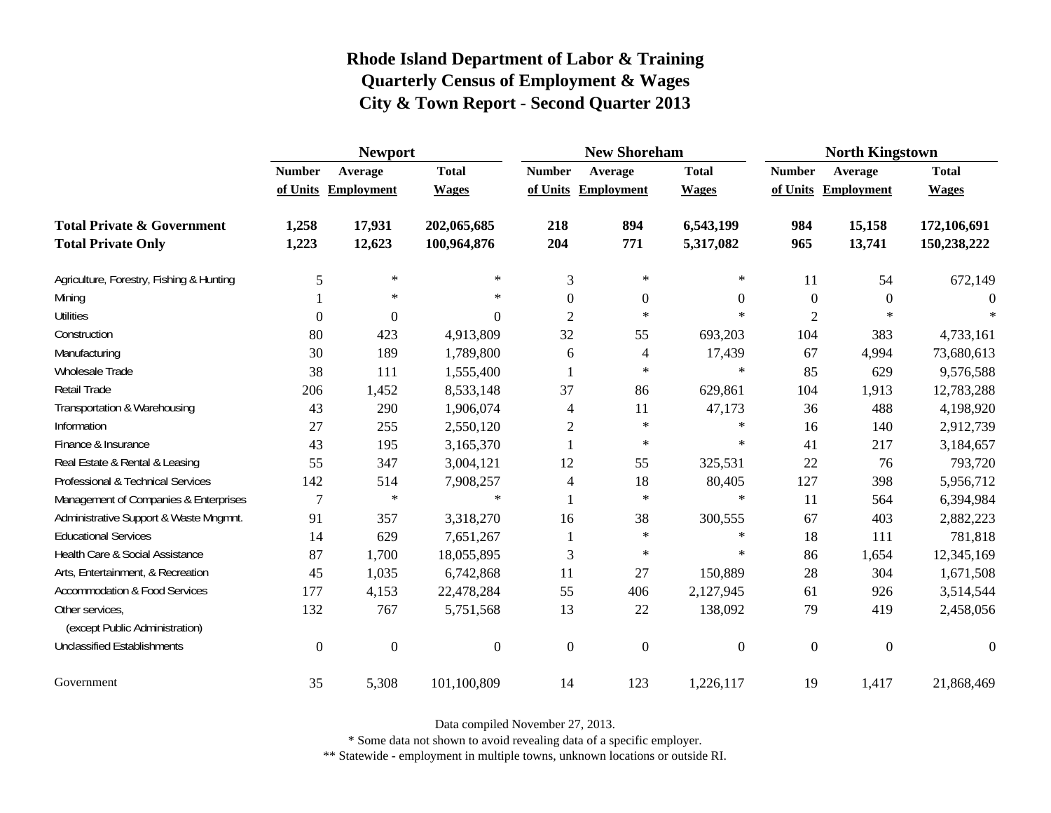# Rhode Island Department of Labor & Training
## Quarterly Census of Employment & Wages
## City & Town Report - Second Quarter 2013

| | Newport | | | New Shoreham | | | North Kingstown | | |
|---|---|---|---|---|---|---|---|---|---|
| | Number of Units | Average Employment | Total Wages | Number of Units | Average Employment | Total Wages | Number of Units | Average Employment | Total Wages |
| **Total Private & Government** | **1,258** | **17,931** | **202,065,685** | **218** | **894** | **6,543,199** | **984** | **15,158** | **172,106,691** |
| **Total Private Only** | **1,223** | **12,623** | **100,964,876** | **204** | **771** | **5,317,082** | **965** | **13,741** | **150,238,222** |
| Agriculture, Forestry, Fishing & Hunting | 5 | * | * | 3 | * | * | 11 | 54 | 672,149 |
| Mining | 1 | * | * | 0 | 0 | 0 | 0 | 0 | 0 |
| Utilities | 0 | 0 | 0 | 2 | * | * | 2 | * | * |
| Construction | 80 | 423 | 4,913,809 | 32 | 55 | 693,203 | 104 | 383 | 4,733,161 |
| Manufacturing | 30 | 189 | 1,789,800 | 6 | 4 | 17,439 | 67 | 4,994 | 73,680,613 |
| Wholesale Trade | 38 | 111 | 1,555,400 | 1 | * | * | 85 | 629 | 9,576,588 |
| Retail Trade | 206 | 1,452 | 8,533,148 | 37 | 86 | 629,861 | 104 | 1,913 | 12,783,288 |
| Transportation & Warehousing | 43 | 290 | 1,906,074 | 4 | 11 | 47,173 | 36 | 488 | 4,198,920 |
| Information | 27 | 255 | 2,550,120 | 2 | * | * | 16 | 140 | 2,912,739 |
| Finance & Insurance | 43 | 195 | 3,165,370 | 1 | * | * | 41 | 217 | 3,184,657 |
| Real Estate & Rental & Leasing | 55 | 347 | 3,004,121 | 12 | 55 | 325,531 | 22 | 76 | 793,720 |
| Professional & Technical Services | 142 | 514 | 7,908,257 | 4 | 18 | 80,405 | 127 | 398 | 5,956,712 |
| Management of Companies & Enterprises | 7 | * | * | 1 | * | * | 11 | 564 | 6,394,984 |
| Administrative Support & Waste Mngmnt. | 91 | 357 | 3,318,270 | 16 | 38 | 300,555 | 67 | 403 | 2,882,223 |
| Educational Services | 14 | 629 | 7,651,267 | 1 | * | * | 18 | 111 | 781,818 |
| Health Care & Social Assistance | 87 | 1,700 | 18,055,895 | 3 | * | * | 86 | 1,654 | 12,345,169 |
| Arts, Entertainment, & Recreation | 45 | 1,035 | 6,742,868 | 11 | 27 | 150,889 | 28 | 304 | 1,671,508 |
| Accommodation & Food Services | 177 | 4,153 | 22,478,284 | 55 | 406 | 2,127,945 | 61 | 926 | 3,514,544 |
| Other services, (except Public Administration) | 132 | 767 | 5,751,568 | 13 | 22 | 138,092 | 79 | 419 | 2,458,056 |
| Unclassified Establishments | 0 | 0 | 0 | 0 | 0 | 0 | 0 | 0 | 0 |
| Government | 35 | 5,308 | 101,100,809 | 14 | 123 | 1,226,117 | 19 | 1,417 | 21,868,469 |

Data compiled November 27, 2013.

* Some data not shown to avoid revealing data of a specific employer.

** Statewide - employment in multiple towns, unknown locations or outside RI.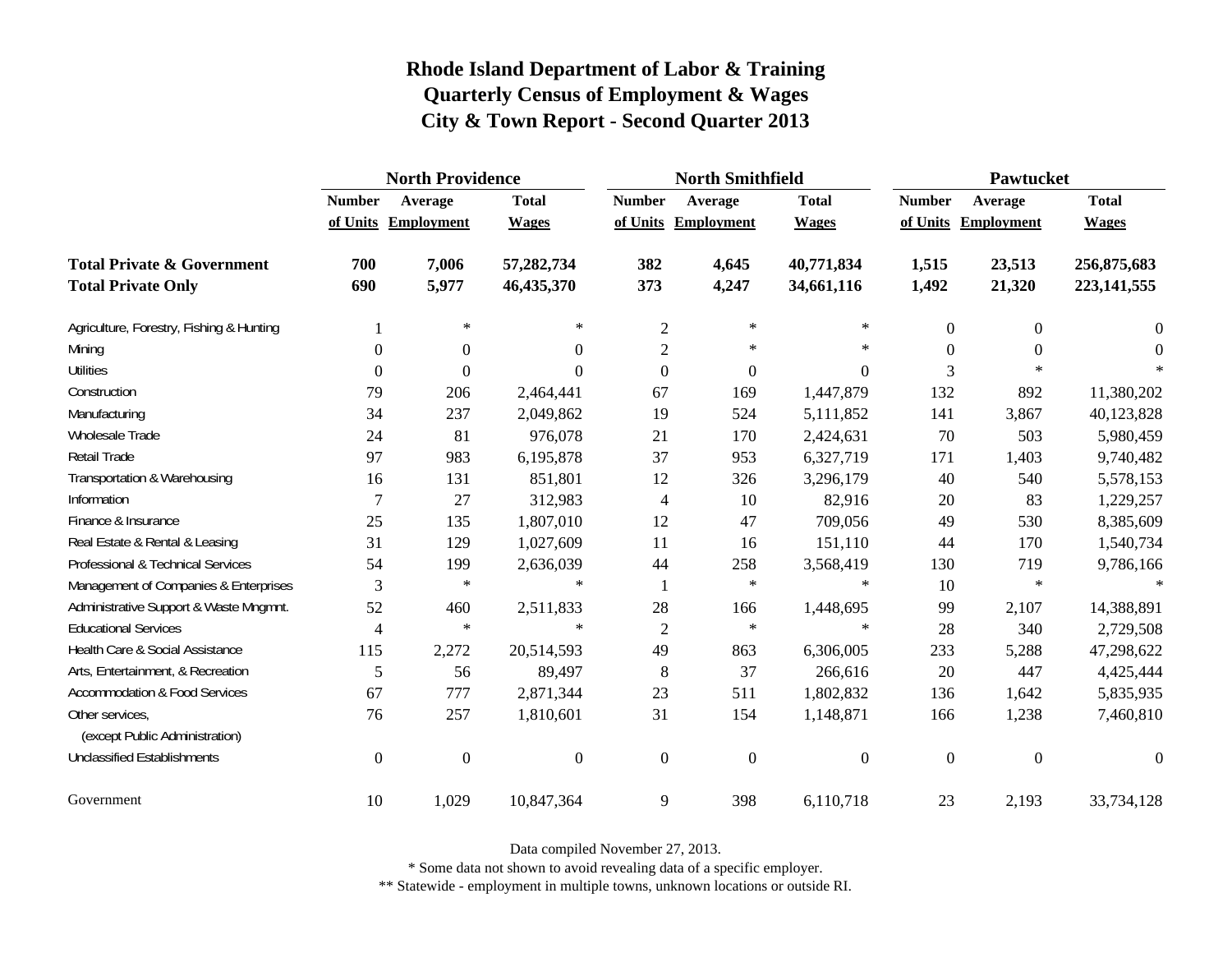# Rhode Island Department of Labor & Training
## Quarterly Census of Employment & Wages
## City & Town Report - Second Quarter 2013

| | North Providence | | | North Smithfield | | | Pawtucket | | |
|---|---|---|---|---|---|---|---|---|---|
| | Number of Units | Average Employment | Total Wages | Number of Units | Average Employment | Total Wages | Number of Units | Average Employment | Total Wages |
| **Total Private & Government** | **700** | **7,006** | **57,282,734** | **382** | **4,645** | **40,771,834** | **1,515** | **23,513** | **256,875,683** |
| **Total Private Only** | **690** | **5,977** | **46,435,370** | **373** | **4,247** | **34,661,116** | **1,492** | **21,320** | **223,141,555** |
| Agriculture, Forestry, Fishing & Hunting | 1 | * | * | 2 | * | * | 0 | 0 | 0 |
| Mining | 0 | 0 | 0 | 2 | * | * | 0 | 0 | 0 |
| Utilities | 0 | 0 | 0 | 0 | 0 | 0 | 3 | * | * |
| Construction | 79 | 206 | 2,464,441 | 67 | 169 | 1,447,879 | 132 | 892 | 11,380,202 |
| Manufacturing | 34 | 237 | 2,049,862 | 19 | 524 | 5,111,852 | 141 | 3,867 | 40,123,828 |
| Wholesale Trade | 24 | 81 | 976,078 | 21 | 170 | 2,424,631 | 70 | 503 | 5,980,459 |
| Retail Trade | 97 | 983 | 6,195,878 | 37 | 953 | 6,327,719 | 171 | 1,403 | 9,740,482 |
| Transportation & Warehousing | 16 | 131 | 851,801 | 12 | 326 | 3,296,179 | 40 | 540 | 5,578,153 |
| Information | 7 | 27 | 312,983 | 4 | 10 | 82,916 | 20 | 83 | 1,229,257 |
| Finance & Insurance | 25 | 135 | 1,807,010 | 12 | 47 | 709,056 | 49 | 530 | 8,385,609 |
| Real Estate & Rental & Leasing | 31 | 129 | 1,027,609 | 11 | 16 | 151,110 | 44 | 170 | 1,540,734 |
| Professional & Technical Services | 54 | 199 | 2,636,039 | 44 | 258 | 3,568,419 | 130 | 719 | 9,786,166 |
| Management of Companies & Enterprises | 3 | * | * | 1 | * | * | 10 | * | * |
| Administrative Support & Waste Mngmnt. | 52 | 460 | 2,511,833 | 28 | 166 | 1,448,695 | 99 | 2,107 | 14,388,891 |
| Educational Services | 4 | * | * | 2 | * | * | 28 | 340 | 2,729,508 |
| Health Care & Social Assistance | 115 | 2,272 | 20,514,593 | 49 | 863 | 6,306,005 | 233 | 5,288 | 47,298,622 |
| Arts, Entertainment, & Recreation | 5 | 56 | 89,497 | 8 | 37 | 266,616 | 20 | 447 | 4,425,444 |
| Accommodation & Food Services | 67 | 777 | 2,871,344 | 23 | 511 | 1,802,832 | 136 | 1,642 | 5,835,935 |
| Other services, (except Public Administration) | 76 | 257 | 1,810,601 | 31 | 154 | 1,148,871 | 166 | 1,238 | 7,460,810 |
| Unclassified Establishments | 0 | 0 | 0 | 0 | 0 | 0 | 0 | 0 | 0 |
| Government | 10 | 1,029 | 10,847,364 | 9 | 398 | 6,110,718 | 23 | 2,193 | 33,734,128 |

Data compiled November 27, 2013.

* Some data not shown to avoid revealing data of a specific employer.

** Statewide - employment in multiple towns, unknown locations or outside RI.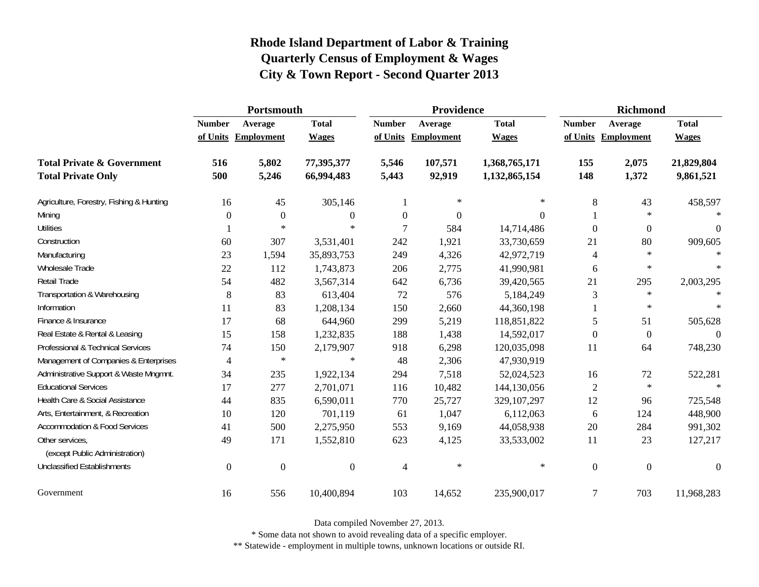# Rhode Island Department of Labor & Training
## Quarterly Census of Employment & Wages
## City & Town Report - Second Quarter 2013

| | Portsmouth | | | Providence | | | Richmond | | |
|---|---|---|---|---|---|---|---|---|---|
| | Number of Units | Average Employment | Total Wages | Number of Units | Average Employment | Total Wages | Number of Units | Average Employment | Total Wages |
| **Total Private & Government** | **516** | **5,802** | **77,395,377** | **5,546** | **107,571** | **1,368,765,171** | **155** | **2,075** | **21,829,804** |
| **Total Private Only** | **500** | **5,246** | **66,994,483** | **5,443** | **92,919** | **1,132,865,154** | **148** | **1,372** | **9,861,521** |
| Agriculture, Forestry, Fishing & Hunting | 16 | 45 | 305,146 | 1 | * | * | 8 | 43 | 458,597 |
| Mining | 0 | 0 | 0 | 0 | 0 | 0 | 1 | * | * |
| Utilities | 1 | * | * | 7 | 584 | 14,714,486 | 0 | 0 | 0 |
| Construction | 60 | 307 | 3,531,401 | 242 | 1,921 | 33,730,659 | 21 | 80 | 909,605 |
| Manufacturing | 23 | 1,594 | 35,893,753 | 249 | 4,326 | 42,972,719 | 4 | * | * |
| Wholesale Trade | 22 | 112 | 1,743,873 | 206 | 2,775 | 41,990,981 | 6 | * | * |
| Retail Trade | 54 | 482 | 3,567,314 | 642 | 6,736 | 39,420,565 | 21 | 295 | 2,003,295 |
| Transportation & Warehousing | 8 | 83 | 613,404 | 72 | 576 | 5,184,249 | 3 | * | * |
| Information | 11 | 83 | 1,208,134 | 150 | 2,660 | 44,360,198 | 1 | * | * |
| Finance & Insurance | 17 | 68 | 644,960 | 299 | 5,219 | 118,851,822 | 5 | 51 | 505,628 |
| Real Estate & Rental & Leasing | 15 | 158 | 1,232,835 | 188 | 1,438 | 14,592,017 | 0 | 0 | 0 |
| Professional & Technical Services | 74 | 150 | 2,179,907 | 918 | 6,298 | 120,035,098 | 11 | 64 | 748,230 |
| Management of Companies & Enterprises | 4 | * | * | 48 | 2,306 | 47,930,919 | | | |
| Administrative Support & Waste Mngmnt. | 34 | 235 | 1,922,134 | 294 | 7,518 | 52,024,523 | 16 | 72 | 522,281 |
| Educational Services | 17 | 277 | 2,701,071 | 116 | 10,482 | 144,130,056 | 2 | * | * |
| Health Care & Social Assistance | 44 | 835 | 6,590,011 | 770 | 25,727 | 329,107,297 | 12 | 96 | 725,548 |
| Arts, Entertainment, & Recreation | 10 | 120 | 701,119 | 61 | 1,047 | 6,112,063 | 6 | 124 | 448,900 |
| Accommodation & Food Services | 41 | 500 | 2,275,950 | 553 | 9,169 | 44,058,938 | 20 | 284 | 991,302 |
| Other services, (except Public Administration) | 49 | 171 | 1,552,810 | 623 | 4,125 | 33,533,002 | 11 | 23 | 127,217 |
| Unclassified Establishments | 0 | 0 | 0 | 4 | * | * | 0 | 0 | 0 |
| Government | 16 | 556 | 10,400,894 | 103 | 14,652 | 235,900,017 | 7 | 703 | 11,968,283 |

Data compiled November 27, 2013.

* Some data not shown to avoid revealing data of a specific employer.

** Statewide - employment in multiple towns, unknown locations or outside RI.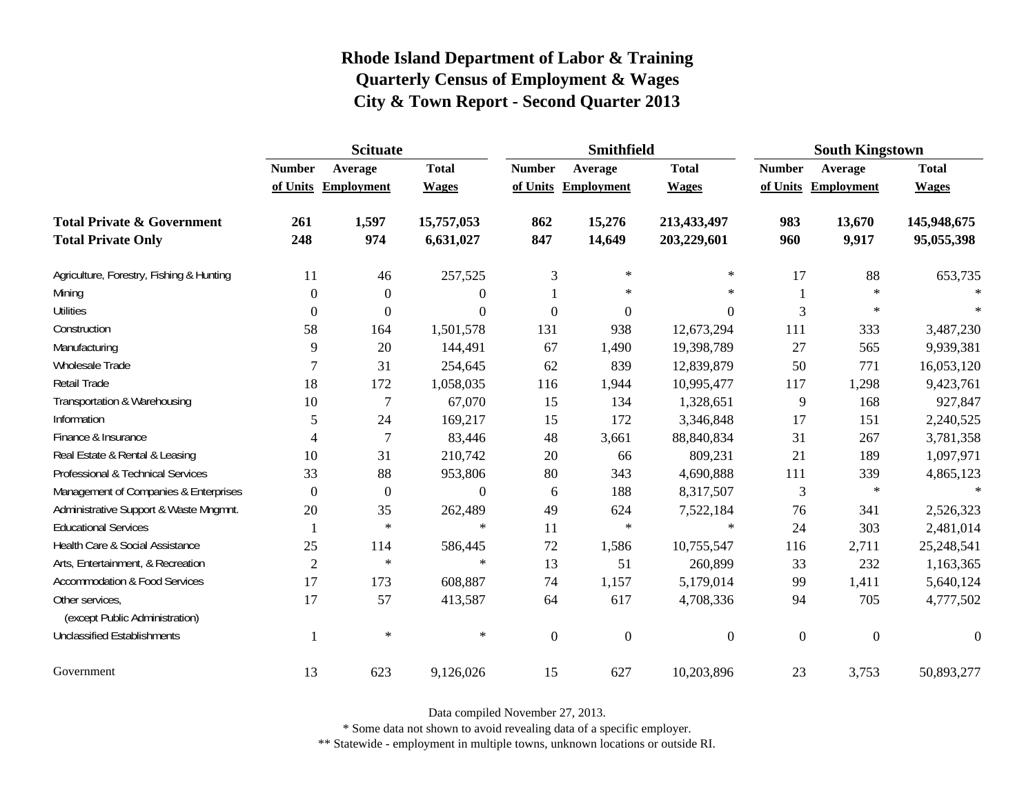# Rhode Island Department of Labor & Training
## Quarterly Census of Employment & Wages
## City & Town Report - Second Quarter 2013

| | Scituate | | | Smithfield | | | South Kingstown | | |
|---|---|---|---|---|---|---|---|---|---|
| | Number of Units | Average Employment | Total Wages | Number of Units | Average Employment | Total Wages | Number of Units | Average Employment | Total Wages |
| **Total Private & Government** | **261** | **1,597** | **15,757,053** | **862** | **15,276** | **213,433,497** | **983** | **13,670** | **145,948,675** |
| **Total Private Only** | **248** | **974** | **6,631,027** | **847** | **14,649** | **203,229,601** | **960** | **9,917** | **95,055,398** |
| Agriculture, Forestry, Fishing & Hunting | 11 | 46 | 257,525 | 3 | * | * | 17 | 88 | 653,735 |
| Mining | 0 | 0 | 0 | 1 | * | * | 1 | * | * |
| Utilities | 0 | 0 | 0 | 0 | 0 | 0 | 3 | * | * |
| Construction | 58 | 164 | 1,501,578 | 131 | 938 | 12,673,294 | 111 | 333 | 3,487,230 |
| Manufacturing | 9 | 20 | 144,491 | 67 | 1,490 | 19,398,789 | 27 | 565 | 9,939,381 |
| Wholesale Trade | 7 | 31 | 254,645 | 62 | 839 | 12,839,879 | 50 | 771 | 16,053,120 |
| Retail Trade | 18 | 172 | 1,058,035 | 116 | 1,944 | 10,995,477 | 117 | 1,298 | 9,423,761 |
| Transportation & Warehousing | 10 | 7 | 67,070 | 15 | 134 | 1,328,651 | 9 | 168 | 927,847 |
| Information | 5 | 24 | 169,217 | 15 | 172 | 3,346,848 | 17 | 151 | 2,240,525 |
| Finance & Insurance | 4 | 7 | 83,446 | 48 | 3,661 | 88,840,834 | 31 | 267 | 3,781,358 |
| Real Estate & Rental & Leasing | 10 | 31 | 210,742 | 20 | 66 | 809,231 | 21 | 189 | 1,097,971 |
| Professional & Technical Services | 33 | 88 | 953,806 | 80 | 343 | 4,690,888 | 111 | 339 | 4,865,123 |
| Management of Companies & Enterprises | 0 | 0 | 0 | 6 | 188 | 8,317,507 | 3 | * | * |
| Administrative Support & Waste Mngmnt. | 20 | 35 | 262,489 | 49 | 624 | 7,522,184 | 76 | 341 | 2,526,323 |
| Educational Services | 1 | * | * | 11 | * | * | 24 | 303 | 2,481,014 |
| Health Care & Social Assistance | 25 | 114 | 586,445 | 72 | 1,586 | 10,755,547 | 116 | 2,711 | 25,248,541 |
| Arts, Entertainment, & Recreation | 2 | * | * | 13 | 51 | 260,899 | 33 | 232 | 1,163,365 |
| Accommodation & Food Services | 17 | 173 | 608,887 | 74 | 1,157 | 5,179,014 | 99 | 1,411 | 5,640,124 |
| Other services, (except Public Administration) | 17 | 57 | 413,587 | 64 | 617 | 4,708,336 | 94 | 705 | 4,777,502 |
| Unclassified Establishments | 1 | * | * | 0 | 0 | 0 | 0 | 0 | 0 |
| Government | 13 | 623 | 9,126,026 | 15 | 627 | 10,203,896 | 23 | 3,753 | 50,893,277 |

Data compiled November 27, 2013.

* Some data not shown to avoid revealing data of a specific employer.

** Statewide - employment in multiple towns, unknown locations or outside RI.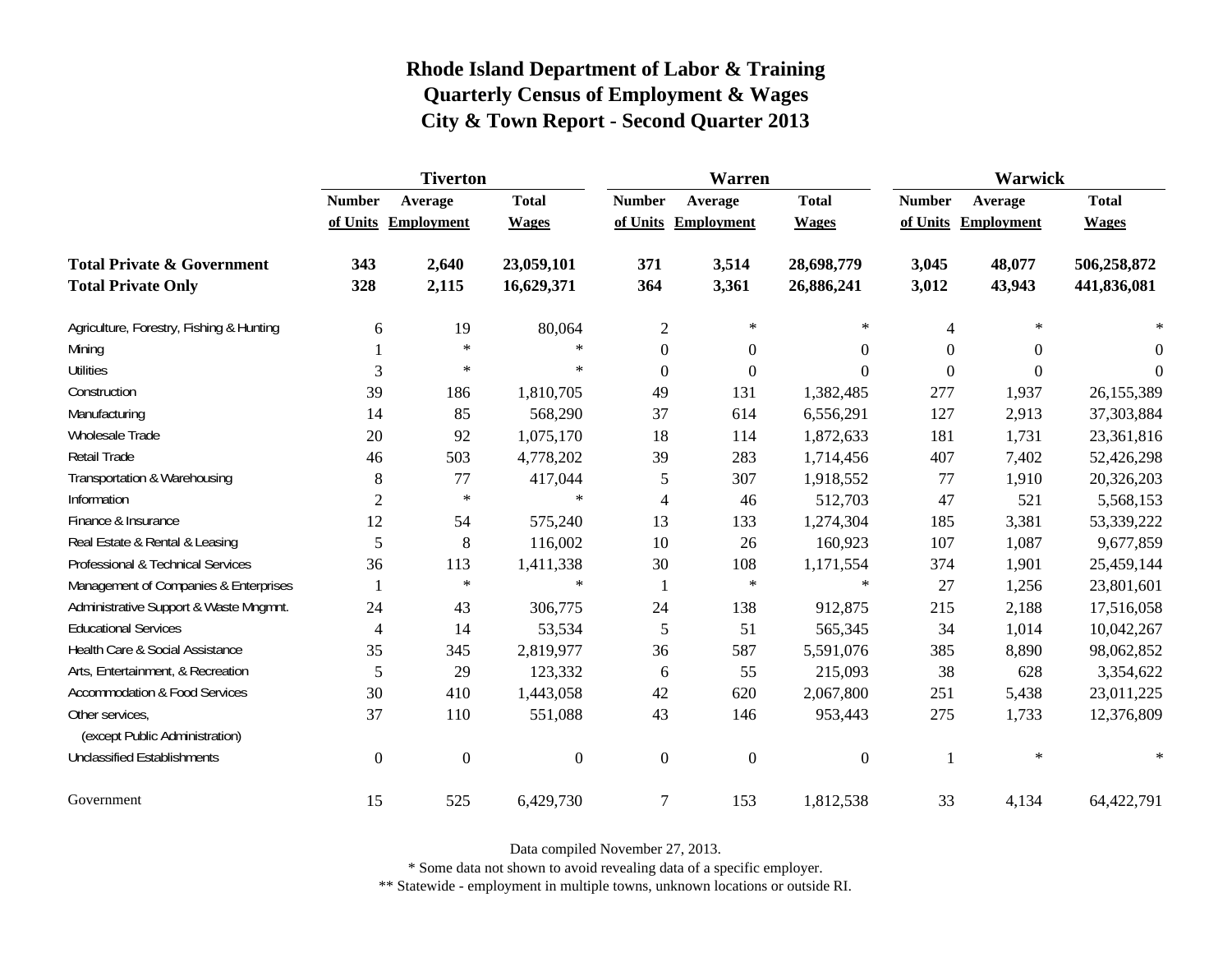# Rhode Island Department of Labor & Training
## Quarterly Census of Employment & Wages
## City & Town Report - Second Quarter 2013

| | Tiverton | | | Warren | | | Warwick | | |
|---|---|---|---|---|---|---|---|---|---|
| | Number of Units | Average Employment | Total Wages | Number of Units | Average Employment | Total Wages | Number of Units | Average Employment | Total Wages |
| **Total Private & Government** | **343** | **2,640** | **23,059,101** | **371** | **3,514** | **28,698,779** | **3,045** | **48,077** | **506,258,872** |
| **Total Private Only** | **328** | **2,115** | **16,629,371** | **364** | **3,361** | **26,886,241** | **3,012** | **43,943** | **441,836,081** |
| Agriculture, Forestry, Fishing & Hunting | 6 | 19 | 80,064 | 2 | * | * | 4 | * | * |
| Mining | 1 | * | * | 0 | 0 | 0 | 0 | 0 | 0 |
| Utilities | 3 | * | * | 0 | 0 | 0 | 0 | 0 | 0 |
| Construction | 39 | 186 | 1,810,705 | 49 | 131 | 1,382,485 | 277 | 1,937 | 26,155,389 |
| Manufacturing | 14 | 85 | 568,290 | 37 | 614 | 6,556,291 | 127 | 2,913 | 37,303,884 |
| Wholesale Trade | 20 | 92 | 1,075,170 | 18 | 114 | 1,872,633 | 181 | 1,731 | 23,361,816 |
| Retail Trade | 46 | 503 | 4,778,202 | 39 | 283 | 1,714,456 | 407 | 7,402 | 52,426,298 |
| Transportation & Warehousing | 8 | 77 | 417,044 | 5 | 307 | 1,918,552 | 77 | 1,910 | 20,326,203 |
| Information | 2 | * | * | 4 | 46 | 512,703 | 47 | 521 | 5,568,153 |
| Finance & Insurance | 12 | 54 | 575,240 | 13 | 133 | 1,274,304 | 185 | 3,381 | 53,339,222 |
| Real Estate & Rental & Leasing | 5 | 8 | 116,002 | 10 | 26 | 160,923 | 107 | 1,087 | 9,677,859 |
| Professional & Technical Services | 36 | 113 | 1,411,338 | 30 | 108 | 1,171,554 | 374 | 1,901 | 25,459,144 |
| Management of Companies & Enterprises | 1 | * | * | 1 | * | * | 27 | 1,256 | 23,801,601 |
| Administrative Support & Waste Mngmnt. | 24 | 43 | 306,775 | 24 | 138 | 912,875 | 215 | 2,188 | 17,516,058 |
| Educational Services | 4 | 14 | 53,534 | 5 | 51 | 565,345 | 34 | 1,014 | 10,042,267 |
| Health Care & Social Assistance | 35 | 345 | 2,819,977 | 36 | 587 | 5,591,076 | 385 | 8,890 | 98,062,852 |
| Arts, Entertainment, & Recreation | 5 | 29 | 123,332 | 6 | 55 | 215,093 | 38 | 628 | 3,354,622 |
| Accommodation & Food Services | 30 | 410 | 1,443,058 | 42 | 620 | 2,067,800 | 251 | 5,438 | 23,011,225 |
| Other services, (except Public Administration) | 37 | 110 | 551,088 | 43 | 146 | 953,443 | 275 | 1,733 | 12,376,809 |
| Unclassified Establishments | 0 | 0 | 0 | 0 | 0 | 0 | 1 | * | * |
| Government | 15 | 525 | 6,429,730 | 7 | 153 | 1,812,538 | 33 | 4,134 | 64,422,791 |

Data compiled November 27, 2013.

* Some data not shown to avoid revealing data of a specific employer.

** Statewide - employment in multiple towns, unknown locations or outside RI.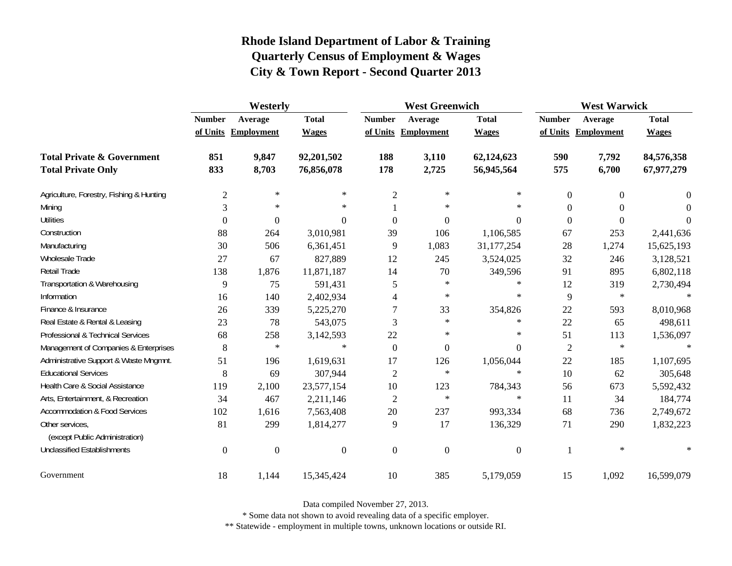# Rhode Island Department of Labor & Training
## Quarterly Census of Employment & Wages
## City & Town Report - Second Quarter 2013

| | Westerly | | | West Greenwich | | | West Warwick | | |
|---|---|---|---|---|---|---|---|---|---|
| | Number of Units | Average Employment | Total Wages | Number of Units | Average Employment | Total Wages | Number of Units | Average Employment | Total Wages |
| **Total Private & Government** | **851** | **9,847** | **92,201,502** | **188** | **3,110** | **62,124,623** | **590** | **7,792** | **84,576,358** |
| **Total Private Only** | **833** | **8,703** | **76,856,078** | **178** | **2,725** | **56,945,564** | **575** | **6,700** | **67,977,279** |
| Agriculture, Forestry, Fishing & Hunting | 2 | * | * | 2 | * | * | 0 | 0 | 0 |
| Mining | 3 | * | * | 1 | * | * | 0 | 0 | 0 |
| Utilities | 0 | 0 | 0 | 0 | 0 | 0 | 0 | 0 | 0 |
| Construction | 88 | 264 | 3,010,981 | 39 | 106 | 1,106,585 | 67 | 253 | 2,441,636 |
| Manufacturing | 30 | 506 | 6,361,451 | 9 | 1,083 | 31,177,254 | 28 | 1,274 | 15,625,193 |
| Wholesale Trade | 27 | 67 | 827,889 | 12 | 245 | 3,524,025 | 32 | 246 | 3,128,521 |
| Retail Trade | 138 | 1,876 | 11,871,187 | 14 | 70 | 349,596 | 91 | 895 | 6,802,118 |
| Transportation & Warehousing | 9 | 75 | 591,431 | 5 | * | * | 12 | 319 | 2,730,494 |
| Information | 16 | 140 | 2,402,934 | 4 | * | * | 9 | * | * |
| Finance & Insurance | 26 | 339 | 5,225,270 | 7 | 33 | 354,826 | 22 | 593 | 8,010,968 |
| Real Estate & Rental & Leasing | 23 | 78 | 543,075 | 3 | * | * | 22 | 65 | 498,611 |
| Professional & Technical Services | 68 | 258 | 3,142,593 | 22 | * | * | 51 | 113 | 1,536,097 |
| Management of Companies & Enterprises | 8 | * | * | 0 | 0 | 0 | 2 | * | * |
| Administrative Support & Waste Mngmnt. | 51 | 196 | 1,619,631 | 17 | 126 | 1,056,044 | 22 | 185 | 1,107,695 |
| Educational Services | 8 | 69 | 307,944 | 2 | * | * | 10 | 62 | 305,648 |
| Health Care & Social Assistance | 119 | 2,100 | 23,577,154 | 10 | 123 | 784,343 | 56 | 673 | 5,592,432 |
| Arts, Entertainment, & Recreation | 34 | 467 | 2,211,146 | 2 | * | * | 11 | 34 | 184,774 |
| Accommodation & Food Services | 102 | 1,616 | 7,563,408 | 20 | 237 | 993,334 | 68 | 736 | 2,749,672 |
| Other services, (except Public Administration) | 81 | 299 | 1,814,277 | 9 | 17 | 136,329 | 71 | 290 | 1,832,223 |
| Unclassified Establishments | 0 | 0 | 0 | 0 | 0 | 0 | 1 | * | * |
| Government | 18 | 1,144 | 15,345,424 | 10 | 385 | 5,179,059 | 15 | 1,092 | 16,599,079 |

Data compiled November 27, 2013.

* Some data not shown to avoid revealing data of a specific employer.

** Statewide - employment in multiple towns, unknown locations or outside RI.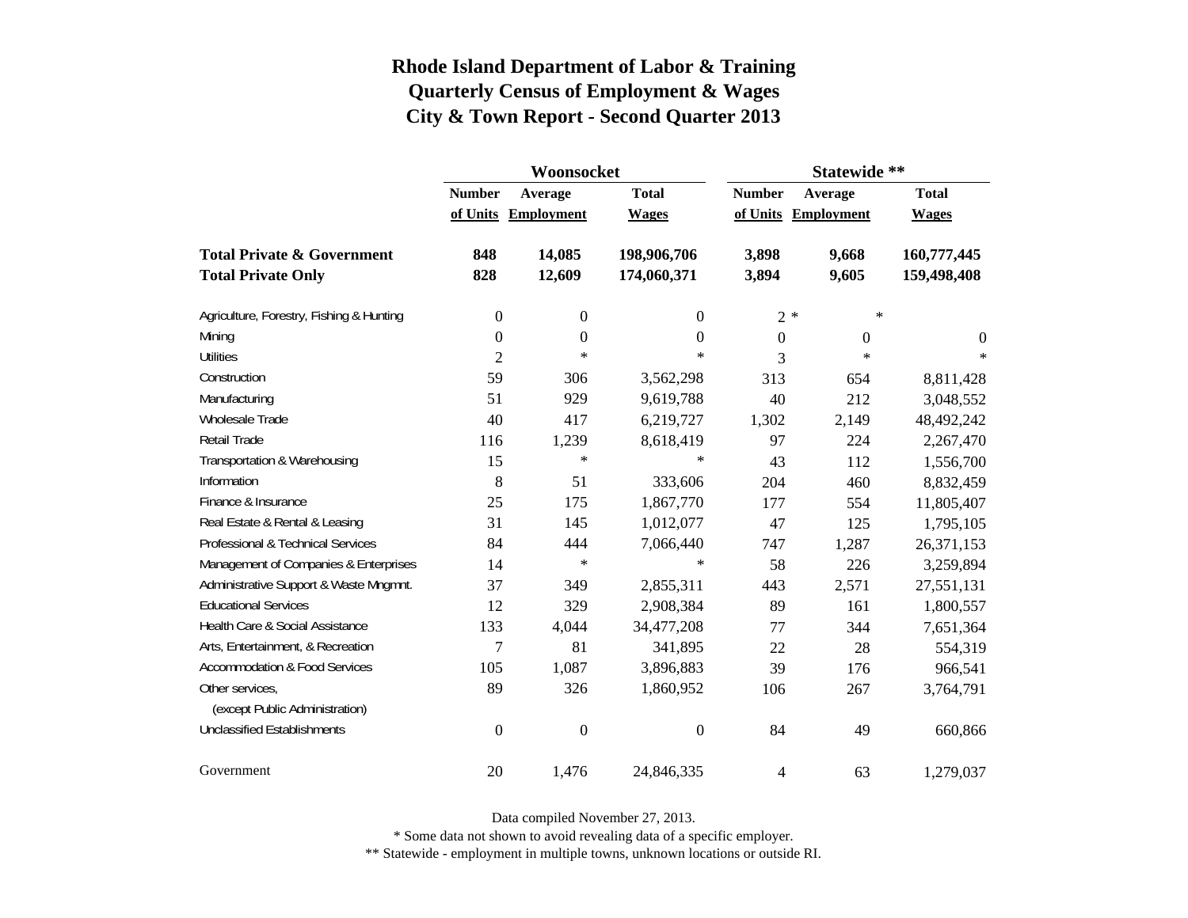# Rhode Island Department of Labor & Training
## Quarterly Census of Employment & Wages
## City & Town Report - Second Quarter 2013

| | Woonsocket | | | Statewide ** | | |
|---|---|---|---|---|---|---|
| | Number of Units | Average Employment | Total Wages | Number of Units | Average Employment | Total Wages |
| **Total Private & Government** | **848** | **14,085** | **198,906,706** | **3,898** | **9,668** | **160,777,445** |
| **Total Private Only** | **828** | **12,609** | **174,060,371** | **3,894** | **9,605** | **159,498,408** |
| Agriculture, Forestry, Fishing & Hunting | 0 | 0 | 0 | 2 * | * | |
| Mining | 0 | 0 | 0 | 0 | 0 | 0 |
| Utilities | 2 | * | * | 3 | * | * |
| Construction | 59 | 306 | 3,562,298 | 313 | 654 | 8,811,428 |
| Manufacturing | 51 | 929 | 9,619,788 | 40 | 212 | 3,048,552 |
| Wholesale Trade | 40 | 417 | 6,219,727 | 1,302 | 2,149 | 48,492,242 |
| Retail Trade | 116 | 1,239 | 8,618,419 | 97 | 224 | 2,267,470 |
| Transportation & Warehousing | 15 | * | * | 43 | 112 | 1,556,700 |
| Information | 8 | 51 | 333,606 | 204 | 460 | 8,832,459 |
| Finance & Insurance | 25 | 175 | 1,867,770 | 177 | 554 | 11,805,407 |
| Real Estate & Rental & Leasing | 31 | 145 | 1,012,077 | 47 | 125 | 1,795,105 |
| Professional & Technical Services | 84 | 444 | 7,066,440 | 747 | 1,287 | 26,371,153 |
| Management of Companies & Enterprises | 14 | * | * | 58 | 226 | 3,259,894 |
| Administrative Support & Waste Mngmnt. | 37 | 349 | 2,855,311 | 443 | 2,571 | 27,551,131 |
| Educational Services | 12 | 329 | 2,908,384 | 89 | 161 | 1,800,557 |
| Health Care & Social Assistance | 133 | 4,044 | 34,477,208 | 77 | 344 | 7,651,364 |
| Arts, Entertainment, & Recreation | 7 | 81 | 341,895 | 22 | 28 | 554,319 |
| Accommodation & Food Services | 105 | 1,087 | 3,896,883 | 39 | 176 | 966,541 |
| Other services, (except Public Administration) | 89 | 326 | 1,860,952 | 106 | 267 | 3,764,791 |
| Unclassified Establishments | 0 | 0 | 0 | 84 | 49 | 660,866 |
| Government | 20 | 1,476 | 24,846,335 | 4 | 63 | 1,279,037 |

Data compiled November 27, 2013.

* Some data not shown to avoid revealing data of a specific employer.

** Statewide - employment in multiple towns, unknown locations or outside RI.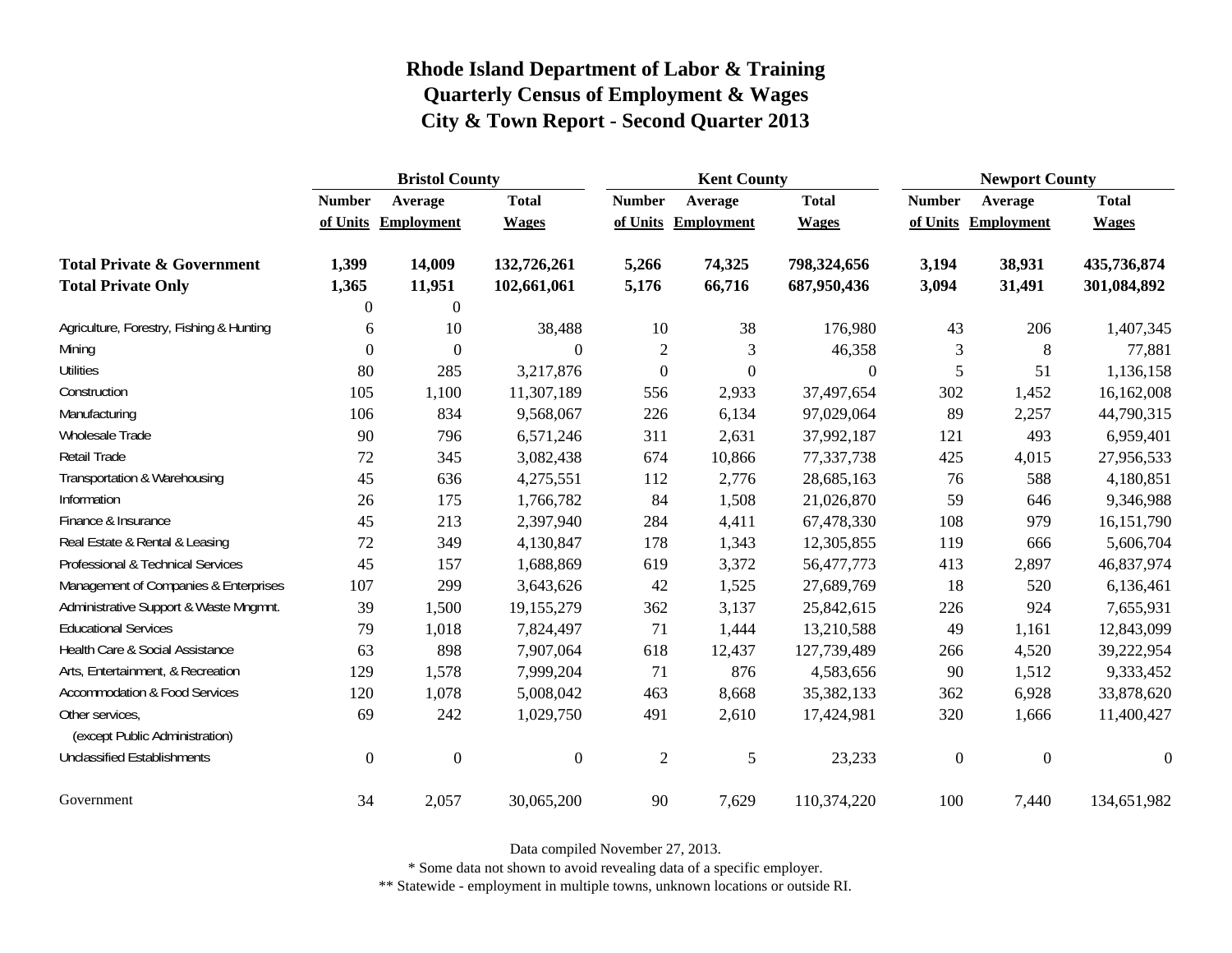# Rhode Island Department of Labor & Training
## Quarterly Census of Employment & Wages
## City & Town Report - Second Quarter 2013

| | Bristol County | | | Kent County | | | Newport County | | |
|---|---|---|---|---|---|---|---|---|---|
| | Number of Units | Average Employment | Total Wages | Number of Units | Average Employment | Total Wages | Number of Units | Average Employment | Total Wages |
| **Total Private & Government** | **1,399** | **14,009** | **132,726,261** | **5,266** | **74,325** | **798,324,656** | **3,194** | **38,931** | **435,736,874** |
| **Total Private Only** | **1,365** | **11,951** | **102,661,061** | **5,176** | **66,716** | **687,950,436** | **3,094** | **31,491** | **301,084,892** |
| | 0 | 0 | | | | | | | |
| Agriculture, Forestry, Fishing & Hunting | 6 | 10 | 38,488 | 10 | 38 | 176,980 | 43 | 206 | 1,407,345 |
| Mining | 0 | 0 | 0 | 2 | 3 | 46,358 | 3 | 8 | 77,881 |
| Utilities | 80 | 285 | 3,217,876 | 0 | 0 | 0 | 5 | 51 | 1,136,158 |
| Construction | 105 | 1,100 | 11,307,189 | 556 | 2,933 | 37,497,654 | 302 | 1,452 | 16,162,008 |
| Manufacturing | 106 | 834 | 9,568,067 | 226 | 6,134 | 97,029,064 | 89 | 2,257 | 44,790,315 |
| Wholesale Trade | 90 | 796 | 6,571,246 | 311 | 2,631 | 37,992,187 | 121 | 493 | 6,959,401 |
| Retail Trade | 72 | 345 | 3,082,438 | 674 | 10,866 | 77,337,738 | 425 | 4,015 | 27,956,533 |
| Transportation & Warehousing | 45 | 636 | 4,275,551 | 112 | 2,776 | 28,685,163 | 76 | 588 | 4,180,851 |
| Information | 26 | 175 | 1,766,782 | 84 | 1,508 | 21,026,870 | 59 | 646 | 9,346,988 |
| Finance & Insurance | 45 | 213 | 2,397,940 | 284 | 4,411 | 67,478,330 | 108 | 979 | 16,151,790 |
| Real Estate & Rental & Leasing | 72 | 349 | 4,130,847 | 178 | 1,343 | 12,305,855 | 119 | 666 | 5,606,704 |
| Professional & Technical Services | 45 | 157 | 1,688,869 | 619 | 3,372 | 56,477,773 | 413 | 2,897 | 46,837,974 |
| Management of Companies & Enterprises | 107 | 299 | 3,643,626 | 42 | 1,525 | 27,689,769 | 18 | 520 | 6,136,461 |
| Administrative Support & Waste Mngmnt. | 39 | 1,500 | 19,155,279 | 362 | 3,137 | 25,842,615 | 226 | 924 | 7,655,931 |
| Educational Services | 79 | 1,018 | 7,824,497 | 71 | 1,444 | 13,210,588 | 49 | 1,161 | 12,843,099 |
| Health Care & Social Assistance | 63 | 898 | 7,907,064 | 618 | 12,437 | 127,739,489 | 266 | 4,520 | 39,222,954 |
| Arts, Entertainment, & Recreation | 129 | 1,578 | 7,999,204 | 71 | 876 | 4,583,656 | 90 | 1,512 | 9,333,452 |
| Accommodation & Food Services | 120 | 1,078 | 5,008,042 | 463 | 8,668 | 35,382,133 | 362 | 6,928 | 33,878,620 |
| Other services, (except Public Administration) | 69 | 242 | 1,029,750 | 491 | 2,610 | 17,424,981 | 320 | 1,666 | 11,400,427 |
| Unclassified Establishments | 0 | 0 | 0 | 2 | 5 | 23,233 | 0 | 0 | 0 |
| Government | 34 | 2,057 | 30,065,200 | 90 | 7,629 | 110,374,220 | 100 | 7,440 | 134,651,982 |

Data compiled November 27, 2013.

* Some data not shown to avoid revealing data of a specific employer.

** Statewide - employment in multiple towns, unknown locations or outside RI.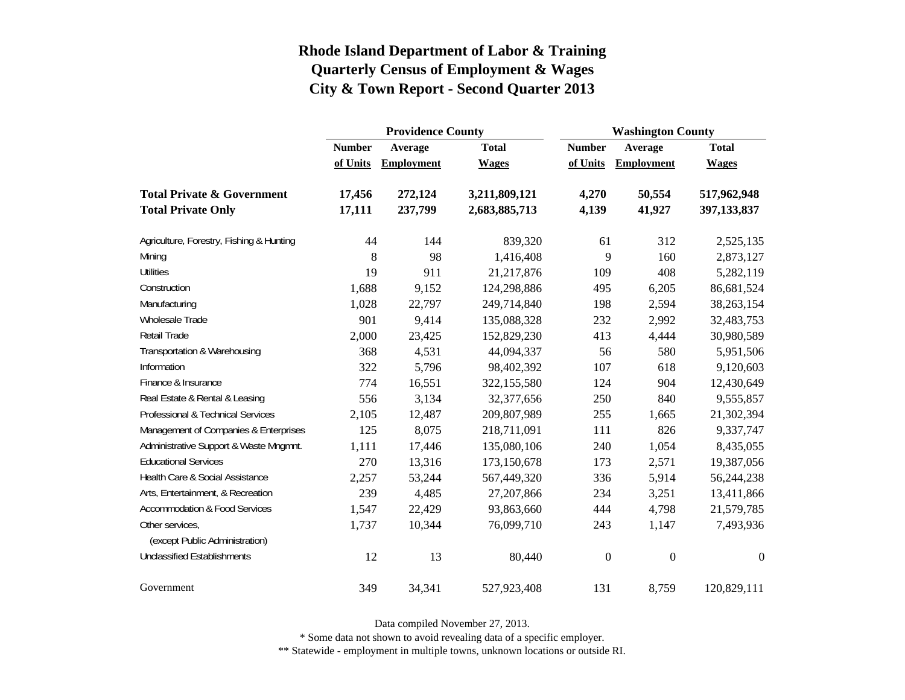# Rhode Island Department of Labor & Training
## Quarterly Census of Employment & Wages
## City & Town Report - Second Quarter 2013

| | Providence County | | | Washington County | | |
|---|---|---|---|---|---|---|
| | Number of Units | Average Employment | Total Wages | Number of Units | Average Employment | Total Wages |
| **Total Private & Government** | **17,456** | **272,124** | **3,211,809,121** | **4,270** | **50,554** | **517,962,948** |
| **Total Private Only** | **17,111** | **237,799** | **2,683,885,713** | **4,139** | **41,927** | **397,133,837** |
| Agriculture, Forestry, Fishing & Hunting | 44 | 144 | 839,320 | 61 | 312 | 2,525,135 |
| Mining | 8 | 98 | 1,416,408 | 9 | 160 | 2,873,127 |
| Utilities | 19 | 911 | 21,217,876 | 109 | 408 | 5,282,119 |
| Construction | 1,688 | 9,152 | 124,298,886 | 495 | 6,205 | 86,681,524 |
| Manufacturing | 1,028 | 22,797 | 249,714,840 | 198 | 2,594 | 38,263,154 |
| Wholesale Trade | 901 | 9,414 | 135,088,328 | 232 | 2,992 | 32,483,753 |
| Retail Trade | 2,000 | 23,425 | 152,829,230 | 413 | 4,444 | 30,980,589 |
| Transportation & Warehousing | 368 | 4,531 | 44,094,337 | 56 | 580 | 5,951,506 |
| Information | 322 | 5,796 | 98,402,392 | 107 | 618 | 9,120,603 |
| Finance & Insurance | 774 | 16,551 | 322,155,580 | 124 | 904 | 12,430,649 |
| Real Estate & Rental & Leasing | 556 | 3,134 | 32,377,656 | 250 | 840 | 9,555,857 |
| Professional & Technical Services | 2,105 | 12,487 | 209,807,989 | 255 | 1,665 | 21,302,394 |
| Management of Companies & Enterprises | 125 | 8,075 | 218,711,091 | 111 | 826 | 9,337,747 |
| Administrative Support & Waste Mngmnt. | 1,111 | 17,446 | 135,080,106 | 240 | 1,054 | 8,435,055 |
| Educational Services | 270 | 13,316 | 173,150,678 | 173 | 2,571 | 19,387,056 |
| Health Care & Social Assistance | 2,257 | 53,244 | 567,449,320 | 336 | 5,914 | 56,244,238 |
| Arts, Entertainment, & Recreation | 239 | 4,485 | 27,207,866 | 234 | 3,251 | 13,411,866 |
| Accommodation & Food Services | 1,547 | 22,429 | 93,863,660 | 444 | 4,798 | 21,579,785 |
| Other services, (except Public Administration) | 1,737 | 10,344 | 76,099,710 | 243 | 1,147 | 7,493,936 |
| Unclassified Establishments | 12 | 13 | 80,440 | 0 | 0 | 0 |
| Government | 349 | 34,341 | 527,923,408 | 131 | 8,759 | 120,829,111 |

Data compiled November 27, 2013.

* Some data not shown to avoid revealing data of a specific employer.

** Statewide - employment in multiple towns, unknown locations or outside RI.